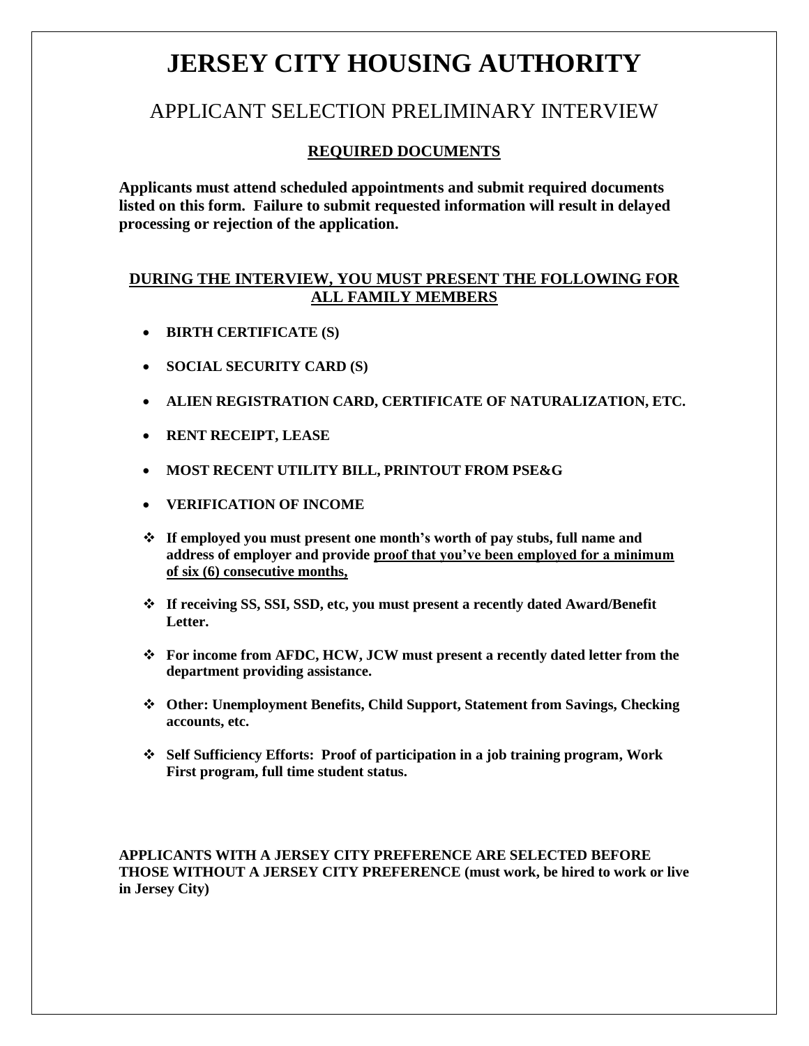# JERSEY CITY HOUSING AUTHORITY

## APPLICANT SELECTION PRELIMINARY INTERVIEW

### REQUIRED DOCUMENTS

**Applicants must attend scheduled appointments and submit required documents listed on this form. Failure to submit requested information will result in delayed processing or rejection of the application.**

### DURING THE INTERVIEW, YOU MUST PRESENT THE FOLLOWING FOR ALL FAMILY MEMBERS

- **BIRTH CERTIFICATE (S)**
- **SOCIAL SECURITY CARD (S)**
- **ALIEN REGISTRATION CARD, CERTIFICATE OF NATURALIZATION, ETC.**
- **RENT RECEIPT, LEASE**
- **MOST RECENT UTILITY BILL, PRINTOUT FROM PSE&G**
- **VERIFICATION OF INCOME**

- **If employed you must present one month's worth of pay stubs, full name and address of employer and provide <u>proof that you've been employed for a minimum of six (6) consecutive months,</u>**
- **If receiving SS, SSI, SSD, etc, you must present a recently dated Award/Benefit Letter.**
- **For income from AFDC, HCW, JCW must present a recently dated letter from the department providing assistance.**
- **Other: Unemployment Benefits, Child Support, Statement from Savings, Checking accounts, etc.**
- **Self Sufficiency Efforts: Proof of participation in a job training program, Work First program, full time student status.**

**APPLICANTS WITH A JERSEY CITY PREFERENCE ARE SELECTED BEFORE THOSE WITHOUT A JERSEY CITY PREFERENCE (must work, be hired to work or live in Jersey City)**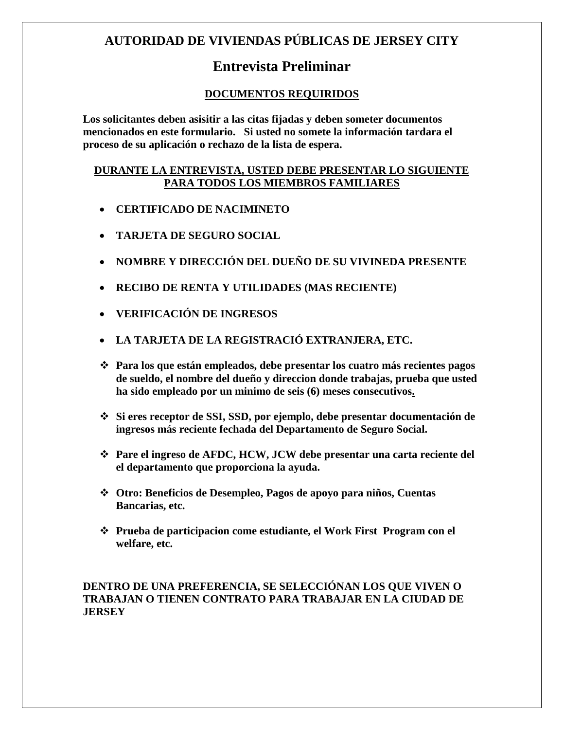# AUTORIDAD DE VIVIENDAS PÚBLICAS DE JERSEY CITY

## Entrevista Preliminar

### DOCUMENTOS REQUIRIDOS

**Los solicitantes deben asisitir a las citas fijadas y deben someter documentos mencionados en este formulario. Si usted no somete la información tardara el proceso de su aplicación o rechazo de la lista de espera.**

**DURANTE LA ENTREVISTA, USTED DEBE PRESENTAR LO SIGUIENTE PARA TODOS LOS MIEMBROS FAMILIARES**

- **CERTIFICADO DE NACIMINETO**
- **TARJETA DE SEGURO SOCIAL**
- **NOMBRE Y DIRECCIÓN DEL DUEÑO DE SU VIVINEDA PRESENTE**
- **RECIBO DE RENTA Y UTILIDADES (MAS RECIENTE)**
- **VERIFICACIÓN DE INGRESOS**
- **LA TARJETA DE LA REGISTRACIÓ EXTRANJERA, ETC.**

- ❖ **Para los que están empleados, debe presentar los cuatro más recientes pagos de sueldo, el nombre del dueño y direccion donde trabajas, prueba que usted ha sido empleado por un minimo de seis (6) meses consecutivos.**
- ❖ **Si eres receptor de SSI, SSD, por ejemplo, debe presentar documentación de ingresos más reciente fechada del Departamento de Seguro Social.**
- ❖ **Pare el ingreso de AFDC, HCW, JCW debe presentar una carta reciente del el departamento que proporciona la ayuda.**
- ❖ **Otro: Beneficios de Desempleo, Pagos de apoyo para niños, Cuentas Bancarias, etc.**
- ❖ **Prueba de participacion come estudiante, el Work First Program con el welfare, etc.**

**DENTRO DE UNA PREFERENCIA, SE SELECCIÓNAN LOS QUE VIVEN O TRABAJAN O TIENEN CONTRATO PARA TRABAJAR EN LA CIUDAD DE JERSEY**